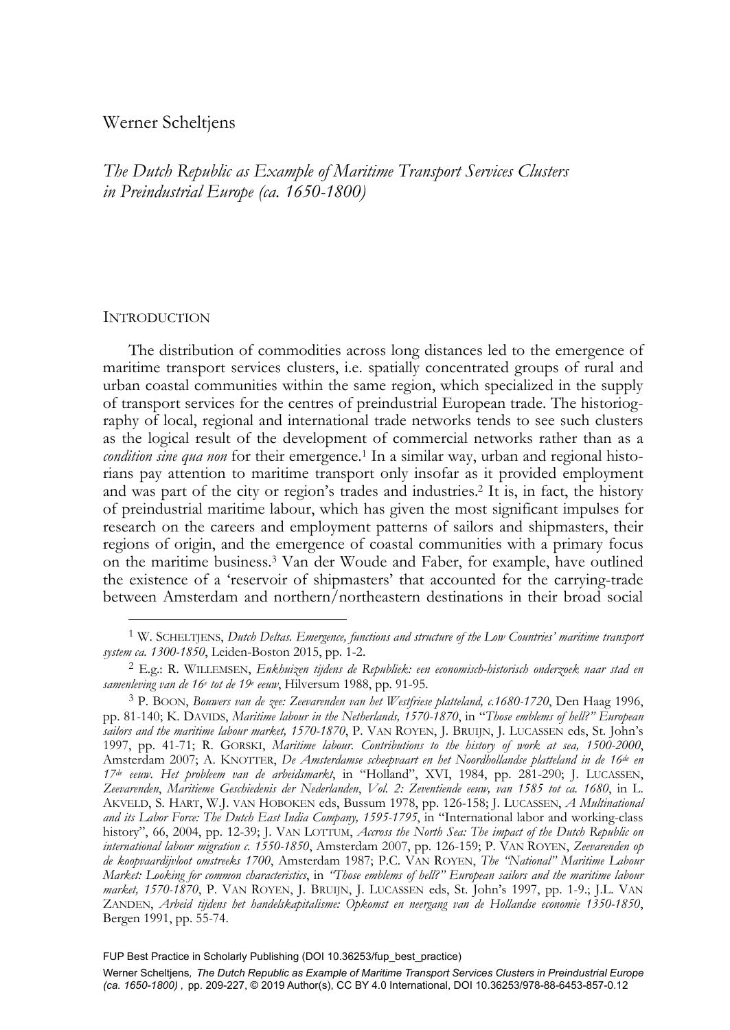Werner Scheltjens

*The Dutch Republic as Example of Maritime Transport Services Clusters in Preindustrial Europe (ca. 1650-1800)*

## Introduction

The distribution of commodities across long distances led to the emergence of maritime transport services clusters, i.e. spatially concentrated groups of rural and urban coastal communities within the same region, which specialized in the supply of transport services for the centres of preindustrial European trade. The historiography of local, regional and international trade networks tends to see such clusters as the logical result of the development of commercial networks rather than as a *condition sine qua non* for their emergence.[1] In a similar way, urban and regional historians pay attention to maritime transport only insofar as it provided employment and was part of the city or region's trades and industries.[2] It is, in fact, the history of preindustrial maritime labour, which has given the most significant impulses for research on the careers and employment patterns of sailors and shipmasters, their regions of origin, and the emergence of coastal communities with a primary focus on the maritime business.[3] Van der Woude and Faber, for example, have outlined the existence of a 'reservoir of shipmasters' that accounted for the carrying-trade between Amsterdam and northern/northeastern destinations in their broad social

---

[1] W. Scheltjens, *Dutch Deltas. Emergence, functions and structure of the Low Countries' maritime transport system ca. 1300-1850*, Leiden-Boston 2015, pp. 1-2.

[2] E.g.: R. Willemsen, *Enkhuizen tijdens de Republiek: een economisch-historisch onderzoek naar stad en samenleving van de 16e tot de 19e eeuw*, Hilversum 1988, pp. 91-95.

[3] P. Boon, *Bouwers van de zee: Zeevarenden van het Westfriese platteland, c.1680-1720*, Den Haag 1996, pp. 81-140; K. Davids, *Maritime labour in the Netherlands, 1570-1870*, in *"Those emblems of hell?" European sailors and the maritime labour market, 1570-1870*, P. van Royen, J. Bruijn, J. Lucassen eds, St. John's 1997, pp. 41-71; R. Gorski, *Maritime labour. Contributions to the history of work at sea, 1500-2000*, Amsterdam 2007; A. Knotter, *De Amsterdamse scheepvaart en het Noordhollandse platteland in de 16de en 17de eeuw. Het probleem van de arbeidsmarkt*, in "Holland", XVI, 1984, pp. 281-290; J. Lucassen, *Zeevarenden*, *Maritieme Geschiedenis der Nederlanden*, *Vol. 2: Zeventiende eeuw, van 1585 tot ca. 1680*, in L. Akveld, S. Hart, W.J. van Hoboken eds, Bussum 1978, pp. 126-158; J. Lucassen, *A Multinational and its Labor Force: The Dutch East India Company, 1595-1795*, in "International labor and working-class history", 66, 2004, pp. 12-39; J. van Lottum, *Accross the North Sea: The impact of the Dutch Republic on international labour migration c. 1550-1850*, Amsterdam 2007, pp. 126-159; P. van Royen, *Zeevarenden op de koopvaardijvloot omstreeks 1700*, Amsterdam 1987; P.C. van Royen, *The "National" Maritime Labour Market: Looking for common characteristics*, in *"Those emblems of hell?" European sailors and the maritime labour market, 1570-1870*, P. van Royen, J. Bruijn, J. Lucassen eds, St. John's 1997, pp. 1-9.; J.L. van Zanden, *Arbeid tijdens het handelskapitalisme: Opkomst en neergang van de Hollandse economie 1350-1850*, Bergen 1991, pp. 55-74.

FUP Best Practice in Scholarly Publishing (DOI 10.36253/fup_best_practice)

Werner Scheltjens, *The Dutch Republic as Example of Maritime Transport Services Clusters in Preindustrial Europe (ca. 1650-1800)*, pp. 209-227, © 2019 Author(s), CC BY 4.0 International, DOI 10.36253/978-88-6453-857-0.12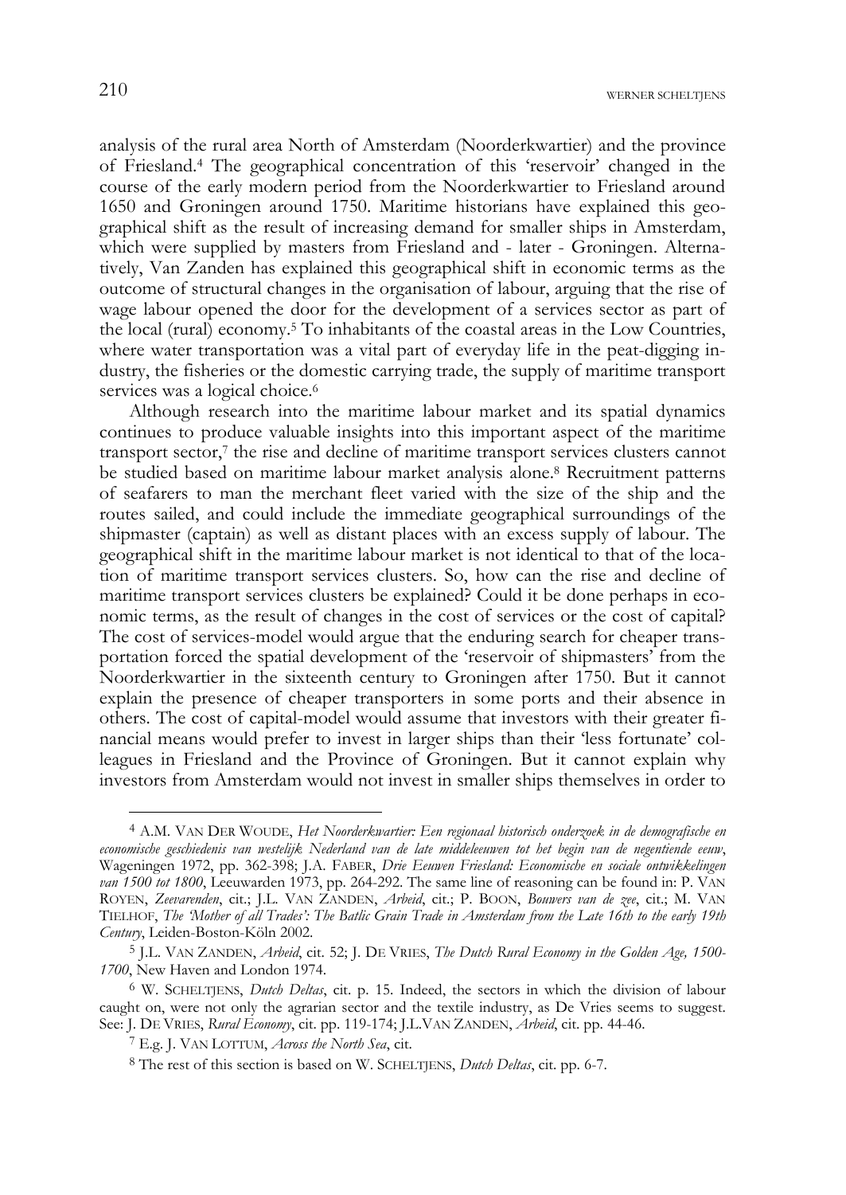analysis of the rural area North of Amsterdam (Noorderkwartier) and the province of Friesland.[4] The geographical concentration of this 'reservoir' changed in the course of the early modern period from the Noorderkwartier to Friesland around 1650 and Groningen around 1750. Maritime historians have explained this geographical shift as the result of increasing demand for smaller ships in Amsterdam, which were supplied by masters from Friesland and - later - Groningen. Alternatively, Van Zanden has explained this geographical shift in economic terms as the outcome of structural changes in the organisation of labour, arguing that the rise of wage labour opened the door for the development of a services sector as part of the local (rural) economy.[5] To inhabitants of the coastal areas in the Low Countries, where water transportation was a vital part of everyday life in the peat-digging industry, the fisheries or the domestic carrying trade, the supply of maritime transport services was a logical choice.[6]

Although research into the maritime labour market and its spatial dynamics continues to produce valuable insights into this important aspect of the maritime transport sector,[7] the rise and decline of maritime transport services clusters cannot be studied based on maritime labour market analysis alone.[8] Recruitment patterns of seafarers to man the merchant fleet varied with the size of the ship and the routes sailed, and could include the immediate geographical surroundings of the shipmaster (captain) as well as distant places with an excess supply of labour. The geographical shift in the maritime labour market is not identical to that of the location of maritime transport services clusters. So, how can the rise and decline of maritime transport services clusters be explained? Could it be done perhaps in economic terms, as the result of changes in the cost of services or the cost of capital? The cost of services-model would argue that the enduring search for cheaper transportation forced the spatial development of the 'reservoir of shipmasters' from the Noorderkwartier in the sixteenth century to Groningen after 1750. But it cannot explain the presence of cheaper transporters in some ports and their absence in others. The cost of capital-model would assume that investors with their greater financial means would prefer to invest in larger ships than their 'less fortunate' colleagues in Friesland and the Province of Groningen. But it cannot explain why investors from Amsterdam would not invest in smaller ships themselves in order to

---

[4] A.M. VAN DER WOUDE, *Het Noorderkwartier: Een regionaal historisch onderzoek in de demografische en economische geschiedenis van westelijk Nederland van de late middeleeuwen tot het begin van de negentiende eeuw*, Wageningen 1972, pp. 362-398; J.A. FABER, *Drie Eeuwen Friesland: Economische en sociale ontwikkelingen van 1500 tot 1800*, Leeuwarden 1973, pp. 264-292. The same line of reasoning can be found in: P. VAN ROYEN, *Zeevarenden*, cit.; J.L. VAN ZANDEN, *Arbeid*, cit.; P. BOON, *Bouwers van de zee*, cit.; M. VAN TIELHOF, *The 'Mother of all Trades': The Batlic Grain Trade in Amsterdam from the Late 16th to the early 19th Century*, Leiden-Boston-Köln 2002.

[5] J.L. VAN ZANDEN, *Arbeid*, cit. 52; J. DE VRIES, *The Dutch Rural Economy in the Golden Age, 1500-1700*, New Haven and London 1974.

[6] W. SCHELTJENS, *Dutch Deltas*, cit. p. 15. Indeed, the sectors in which the division of labour caught on, were not only the agrarian sector and the textile industry, as De Vries seems to suggest. See: J. DE VRIES, *Rural Economy*, cit. pp. 119-174; J.L.VAN ZANDEN, *Arbeid*, cit. pp. 44-46.

[7] E.g. J. VAN LOTTUM, *Across the North Sea*, cit.

[8] The rest of this section is based on W. SCHELTJENS, *Dutch Deltas*, cit. pp. 6-7.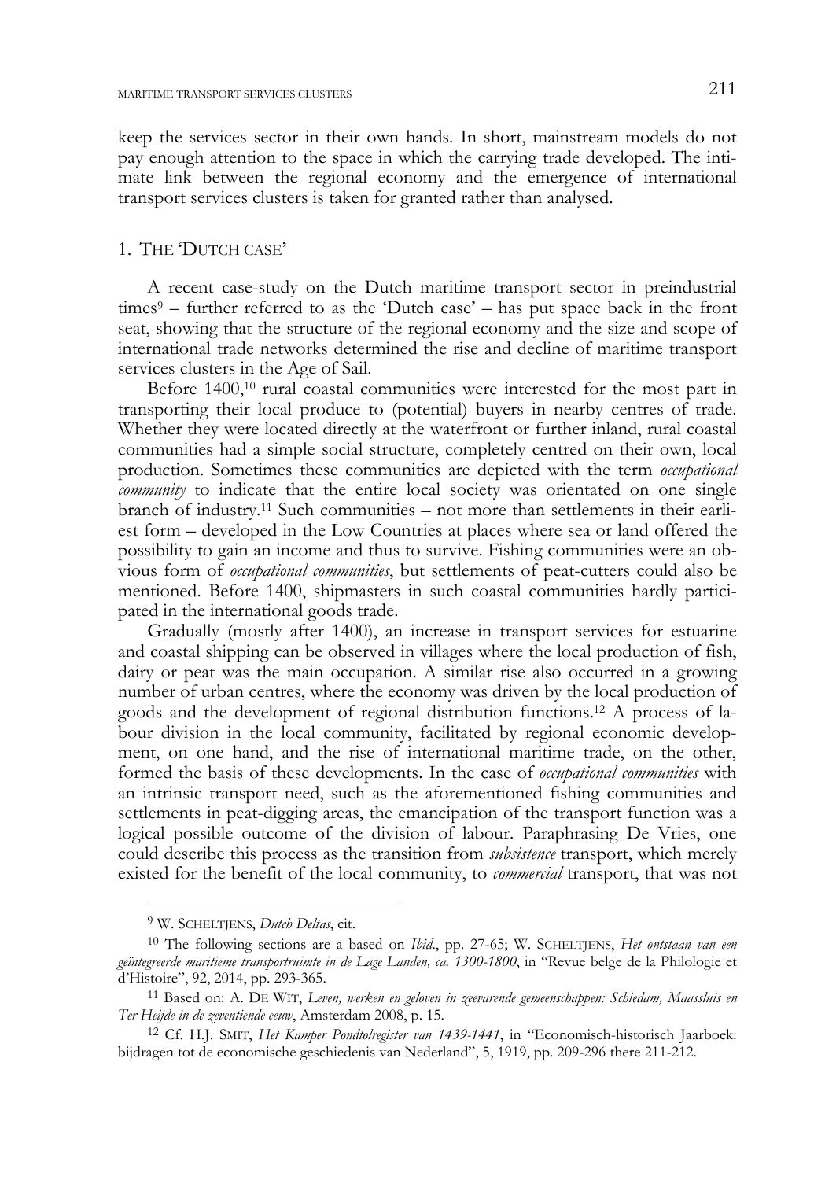keep the services sector in their own hands. In short, mainstream models do not pay enough attention to the space in which the carrying trade developed. The intimate link between the regional economy and the emergence of international transport services clusters is taken for granted rather than analysed.

## 1. The 'Dutch case'

A recent case-study on the Dutch maritime transport sector in preindustrial times[9] – further referred to as the 'Dutch case' – has put space back in the front seat, showing that the structure of the regional economy and the size and scope of international trade networks determined the rise and decline of maritime transport services clusters in the Age of Sail.

Before 1400,[10] rural coastal communities were interested for the most part in transporting their local produce to (potential) buyers in nearby centres of trade. Whether they were located directly at the waterfront or further inland, rural coastal communities had a simple social structure, completely centred on their own, local production. Sometimes these communities are depicted with the term *occupational community* to indicate that the entire local society was orientated on one single branch of industry.[11] Such communities – not more than settlements in their earliest form – developed in the Low Countries at places where sea or land offered the possibility to gain an income and thus to survive. Fishing communities were an obvious form of *occupational communities*, but settlements of peat-cutters could also be mentioned. Before 1400, shipmasters in such coastal communities hardly participated in the international goods trade.

Gradually (mostly after 1400), an increase in transport services for estuarine and coastal shipping can be observed in villages where the local production of fish, dairy or peat was the main occupation. A similar rise also occurred in a growing number of urban centres, where the economy was driven by the local production of goods and the development of regional distribution functions.[12] A process of labour division in the local community, facilitated by regional economic development, on one hand, and the rise of international maritime trade, on the other, formed the basis of these developments. In the case of *occupational communities* with an intrinsic transport need, such as the aforementioned fishing communities and settlements in peat-digging areas, the emancipation of the transport function was a logical possible outcome of the division of labour. Paraphrasing De Vries, one could describe this process as the transition from *subsistence* transport, which merely existed for the benefit of the local community, to *commercial* transport, that was not

---

[9] W. Scheltjens, *Dutch Deltas*, cit.

[10] The following sections are a based on *Ibid.*, pp. 27-65; W. Scheltjens, *Het ontstaan van een geïntegreerde maritieme transportruimte in de Lage Landen, ca. 1300-1800*, in "Revue belge de la Philologie et d'Histoire", 92, 2014, pp. 293-365.

[11] Based on: A. De Wit, *Leven, werken en geloven in zeevarende gemeenschappen: Schiedam, Maassluis en Ter Heijde in de zeventiende eeuw*, Amsterdam 2008, p. 15.

[12] Cf. H.J. Smit, *Het Kamper Pondtolregister van 1439-1441*, in "Economisch-historisch Jaarboek: bijdragen tot de economische geschiedenis van Nederland", 5, 1919, pp. 209-296 there 211-212.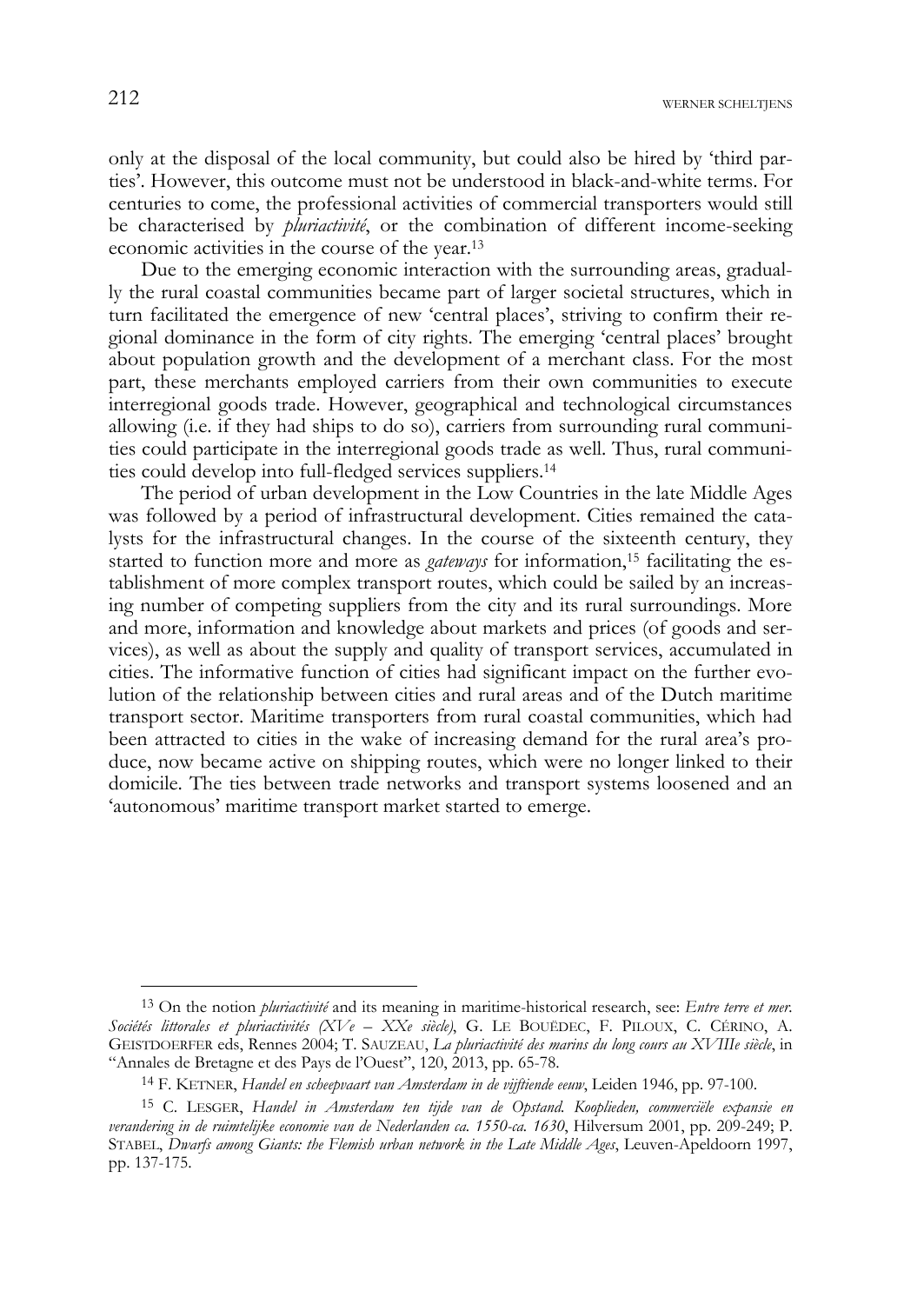only at the disposal of the local community, but could also be hired by 'third parties'. However, this outcome must not be understood in black-and-white terms. For centuries to come, the professional activities of commercial transporters would still be characterised by *pluriactivité*, or the combination of different income-seeking economic activities in the course of the year.[13]

Due to the emerging economic interaction with the surrounding areas, gradually the rural coastal communities became part of larger societal structures, which in turn facilitated the emergence of new 'central places', striving to confirm their regional dominance in the form of city rights. The emerging 'central places' brought about population growth and the development of a merchant class. For the most part, these merchants employed carriers from their own communities to execute interregional goods trade. However, geographical and technological circumstances allowing (i.e. if they had ships to do so), carriers from surrounding rural communities could participate in the interregional goods trade as well. Thus, rural communities could develop into full-fledged services suppliers.[14]

The period of urban development in the Low Countries in the late Middle Ages was followed by a period of infrastructural development. Cities remained the catalysts for the infrastructural changes. In the course of the sixteenth century, they started to function more and more as *gateways* for information,[15] facilitating the establishment of more complex transport routes, which could be sailed by an increasing number of competing suppliers from the city and its rural surroundings. More and more, information and knowledge about markets and prices (of goods and services), as well as about the supply and quality of transport services, accumulated in cities. The informative function of cities had significant impact on the further evolution of the relationship between cities and rural areas and of the Dutch maritime transport sector. Maritime transporters from rural coastal communities, which had been attracted to cities in the wake of increasing demand for the rural area's produce, now became active on shipping routes, which were no longer linked to their domicile. The ties between trade networks and transport systems loosened and an 'autonomous' maritime transport market started to emerge.

---

[13] On the notion *pluriactivité* and its meaning in maritime-historical research, see: *Entre terre et mer. Sociétés littorales et pluriactivités (XVe – XXe siècle)*, G. LE BOUËDEC, F. PILOUX, C. CÉRINO, A. GEISTDOERFER eds, Rennes 2004; T. SAUZEAU, *La pluriactivité des marins du long cours au XVIIIe siècle*, in "Annales de Bretagne et des Pays de l'Ouest", 120, 2013, pp. 65-78.

[14] F. KETNER, *Handel en scheepvaart van Amsterdam in de vijftiende eeuw*, Leiden 1946, pp. 97-100.

[15] C. LESGER, *Handel in Amsterdam ten tijde van de Opstand. Kooplieden, commerciële expansie en verandering in de ruimtelijke economie van de Nederlanden ca. 1550-ca. 1630*, Hilversum 2001, pp. 209-249; P. STABEL, *Dwarfs among Giants: the Flemish urban network in the Late Middle Ages*, Leuven-Apeldoorn 1997, pp. 137-175.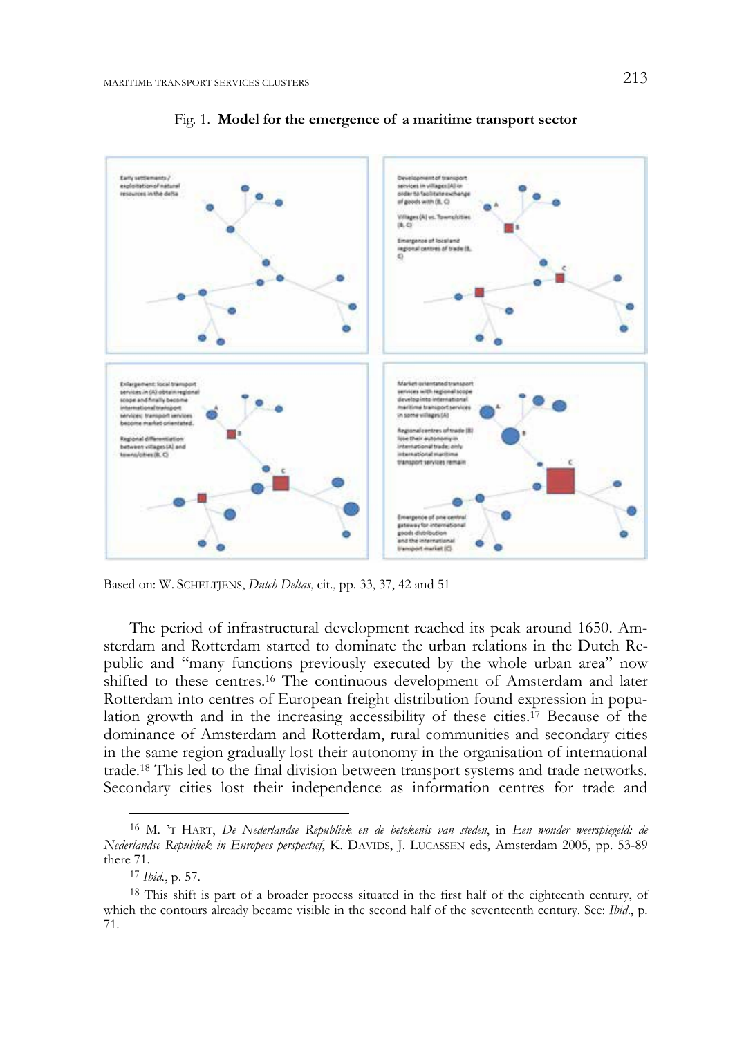Fig. 1. **Model for the emergence of a maritime transport sector**

Early settlements / exploitation of natural resources in the delta

Development of transport services in villages (A) in order to facilitate exchange of goods with (B, C)

Villages (A) vs. Towns/cities (B, C)

Emergence of local and regional centres of trade (B, C)

Enlargement: local transport services in (A) obtain regional scope and finally become international transport services; transport services become market-orientated.

Regional differentiation between villages (A) and towns/cities (B, C)

Market-orientated transport services with regional scope develop into international maritime transport services in some villages (A)

Regional centres of trade (B) lose their autonomy in international trade; only international maritime transport services remain

Emergence of one central gateway for international goods distribution and the international transport market (C)

Based on: W. SCHELTJENS, *Dutch Deltas*, cit., pp. 33, 37, 42 and 51

The period of infrastructural development reached its peak around 1650. Amsterdam and Rotterdam started to dominate the urban relations in the Dutch Republic and "many functions previously executed by the whole urban area" now shifted to these centres.[16] The continuous development of Amsterdam and later Rotterdam into centres of European freight distribution found expression in population growth and in the increasing accessibility of these cities.[17] Because of the dominance of Amsterdam and Rotterdam, rural communities and secondary cities in the same region gradually lost their autonomy in the organisation of international trade.[18] This led to the final division between transport systems and trade networks. Secondary cities lost their independence as information centres for trade and

---

[16] M. 'T HART, *De Nederlandse Republiek en de betekenis van steden*, in *Een wonder weerspiegeld: de Nederlandse Republiek in Europees perspectief*, K. DAVIDS, J. LUCASSEN eds, Amsterdam 2005, pp. 53-89 there 71.

[17] *Ibid.*, p. 57.

[18] This shift is part of a broader process situated in the first half of the eighteenth century, of which the contours already became visible in the second half of the seventeenth century. See: *Ibid.*, p. 71.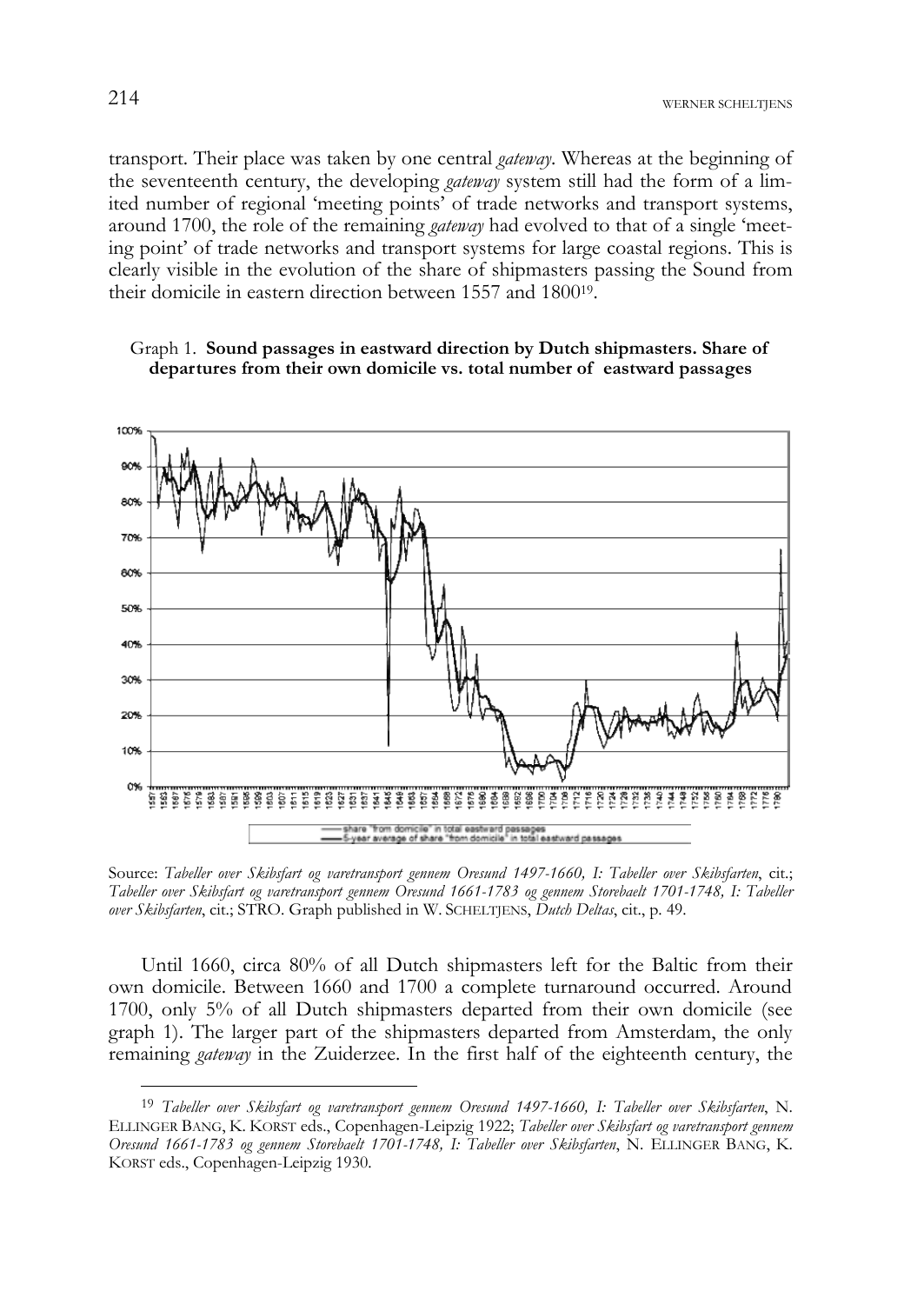transport. Their place was taken by one central *gateway*. Whereas at the beginning of the seventeenth century, the developing *gateway* system still had the form of a limited number of regional 'meeting points' of trade networks and transport systems, around 1700, the role of the remaining *gateway* had evolved to that of a single 'meeting point' of trade networks and transport systems for large coastal regions. This is clearly visible in the evolution of the share of shipmasters passing the Sound from their domicile in eastern direction between 1557 and 1800[19].

Graph 1. **Sound passages in eastward direction by Dutch shipmasters. Share of departures from their own domicile vs. total number of eastward passages**

Source: *Tabeller over Skibsfart og varetransport gennem Oresund 1497-1660, I: Tabeller over Skibsfarten*, cit.; *Tabeller over Skibsfart og varetransport gennem Oresund 1661-1783 og gennem Storebaelt 1701-1748, I: Tabeller over Skibsfarten*, cit.; STRO. Graph published in W. SCHELTJENS, *Dutch Deltas*, cit., p. 49.

Until 1660, circa 80% of all Dutch shipmasters left for the Baltic from their own domicile. Between 1660 and 1700 a complete turnaround occurred. Around 1700, only 5% of all Dutch shipmasters departed from their own domicile (see graph 1). The larger part of the shipmasters departed from Amsterdam, the only remaining *gateway* in the Zuiderzee. In the first half of the eighteenth century, the

[19] *Tabeller over Skibsfart og varetransport gennem Oresund 1497-1660, I: Tabeller over Skibsfarten*, N. ELLINGER BANG, K. KORST eds., Copenhagen-Leipzig 1922; *Tabeller over Skibsfart og varetransport gennem Oresund 1661-1783 og gennem Storebaelt 1701-1748, I: Tabeller over Skibsfarten*, N. ELLINGER BANG, K. KORST eds., Copenhagen-Leipzig 1930.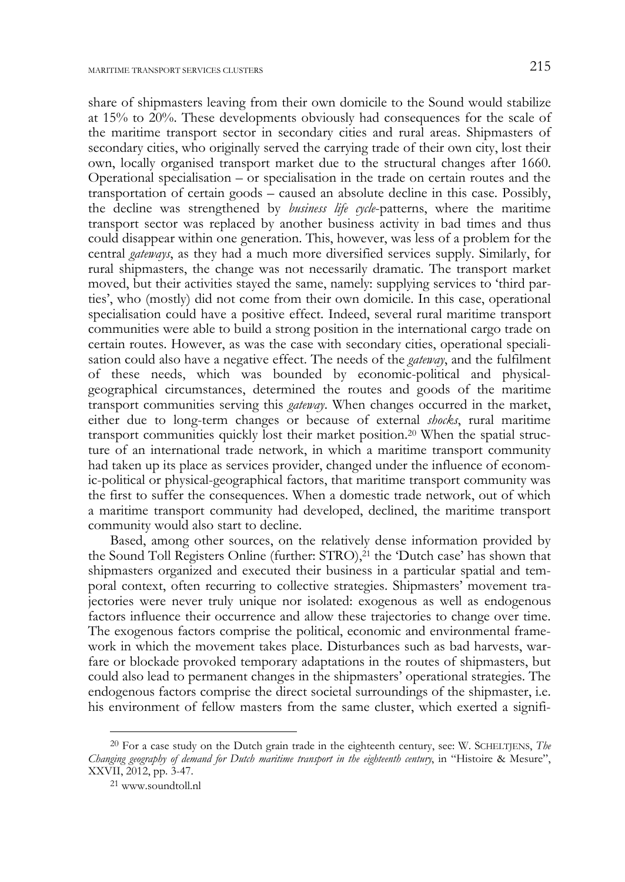share of shipmasters leaving from their own domicile to the Sound would stabilize at 15% to 20%. These developments obviously had consequences for the scale of the maritime transport sector in secondary cities and rural areas. Shipmasters of secondary cities, who originally served the carrying trade of their own city, lost their own, locally organised transport market due to the structural changes after 1660. Operational specialisation – or specialisation in the trade on certain routes and the transportation of certain goods – caused an absolute decline in this case. Possibly, the decline was strengthened by *business life cycle*-patterns, where the maritime transport sector was replaced by another business activity in bad times and thus could disappear within one generation. This, however, was less of a problem for the central *gateways*, as they had a much more diversified services supply. Similarly, for rural shipmasters, the change was not necessarily dramatic. The transport market moved, but their activities stayed the same, namely: supplying services to 'third parties', who (mostly) did not come from their own domicile. In this case, operational specialisation could have a positive effect. Indeed, several rural maritime transport communities were able to build a strong position in the international cargo trade on certain routes. However, as was the case with secondary cities, operational specialisation could also have a negative effect. The needs of the *gateway*, and the fulfilment of these needs, which was bounded by economic-political and physical-geographical circumstances, determined the routes and goods of the maritime transport communities serving this *gateway*. When changes occurred in the market, either due to long-term changes or because of external *shocks*, rural maritime transport communities quickly lost their market position.[20] When the spatial structure of an international trade network, in which a maritime transport community had taken up its place as services provider, changed under the influence of economic-political or physical-geographical factors, that maritime transport community was the first to suffer the consequences. When a domestic trade network, out of which a maritime transport community had developed, declined, the maritime transport community would also start to decline.

Based, among other sources, on the relatively dense information provided by the Sound Toll Registers Online (further: STRO),[21] the 'Dutch case' has shown that shipmasters organized and executed their business in a particular spatial and temporal context, often recurring to collective strategies. Shipmasters' movement trajectories were never truly unique nor isolated: exogenous as well as endogenous factors influence their occurrence and allow these trajectories to change over time. The exogenous factors comprise the political, economic and environmental framework in which the movement takes place. Disturbances such as bad harvests, warfare or blockade provoked temporary adaptations in the routes of shipmasters, but could also lead to permanent changes in the shipmasters' operational strategies. The endogenous factors comprise the direct societal surroundings of the shipmaster, i.e. his environment of fellow masters from the same cluster, which exerted a signifi-

---

[20] For a case study on the Dutch grain trade in the eighteenth century, see: W. SCHELTJENS, *The Changing geography of demand for Dutch maritime transport in the eighteenth century*, in "Histoire & Mesure", XXVII, 2012, pp. 3-47.

[21] www.soundtoll.nl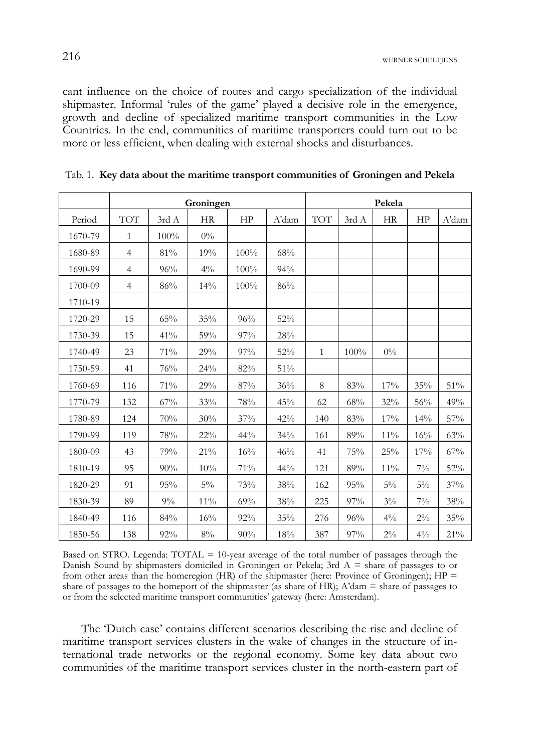cant influence on the choice of routes and cargo specialization of the individual shipmaster. Informal 'rules of the game' played a decisive role in the emergence, growth and decline of specialized maritime transport communities in the Low Countries. In the end, communities of maritime transporters could turn out to be more or less efficient, when dealing with external shocks and disturbances.

Tab. 1. **Key data about the maritime transport communities of Groningen and Pekela**

| | Groningen | | | | | Pekela | | | | |
|---|---|---|---|---|---|---|---|---|---|---|
| Period | TOT | 3rd A | HR | HP | A'dam | TOT | 3rd A | HR | HP | A'dam |
| 1670-79 | 1 | 100% | 0% | | | | | | | |
| 1680-89 | 4 | 81% | 19% | 100% | 68% | | | | | |
| 1690-99 | 4 | 96% | 4% | 100% | 94% | | | | | |
| 1700-09 | 4 | 86% | 14% | 100% | 86% | | | | | |
| 1710-19 | | | | | | | | | | |
| 1720-29 | 15 | 65% | 35% | 96% | 52% | | | | | |
| 1730-39 | 15 | 41% | 59% | 97% | 28% | | | | | |
| 1740-49 | 23 | 71% | 29% | 97% | 52% | 1 | 100% | 0% | | |
| 1750-59 | 41 | 76% | 24% | 82% | 51% | | | | | |
| 1760-69 | 116 | 71% | 29% | 87% | 36% | 8 | 83% | 17% | 35% | 51% |
| 1770-79 | 132 | 67% | 33% | 78% | 45% | 62 | 68% | 32% | 56% | 49% |
| 1780-89 | 124 | 70% | 30% | 37% | 42% | 140 | 83% | 17% | 14% | 57% |
| 1790-99 | 119 | 78% | 22% | 44% | 34% | 161 | 89% | 11% | 16% | 63% |
| 1800-09 | 43 | 79% | 21% | 16% | 46% | 41 | 75% | 25% | 17% | 67% |
| 1810-19 | 95 | 90% | 10% | 71% | 44% | 121 | 89% | 11% | 7% | 52% |
| 1820-29 | 91 | 95% | 5% | 73% | 38% | 162 | 95% | 5% | 5% | 37% |
| 1830-39 | 89 | 9% | 11% | 69% | 38% | 225 | 97% | 3% | 7% | 38% |
| 1840-49 | 116 | 84% | 16% | 92% | 35% | 276 | 96% | 4% | 2% | 35% |
| 1850-56 | 138 | 92% | 8% | 90% | 18% | 387 | 97% | 2% | 4% | 21% |

Based on STRO. Legenda: TOTAL = 10-year average of the total number of passages through the Danish Sound by shipmasters domiciled in Groningen or Pekela; 3rd A = share of passages to or from other areas than the homeregion (HR) of the shipmaster (here: Province of Groningen); HP = share of passages to the homeport of the shipmaster (as share of HR); A'dam = share of passages to or from the selected maritime transport communities' gateway (here: Amsterdam).

The 'Dutch case' contains different scenarios describing the rise and decline of maritime transport services clusters in the wake of changes in the structure of international trade networks or the regional economy. Some key data about two communities of the maritime transport services cluster in the north-eastern part of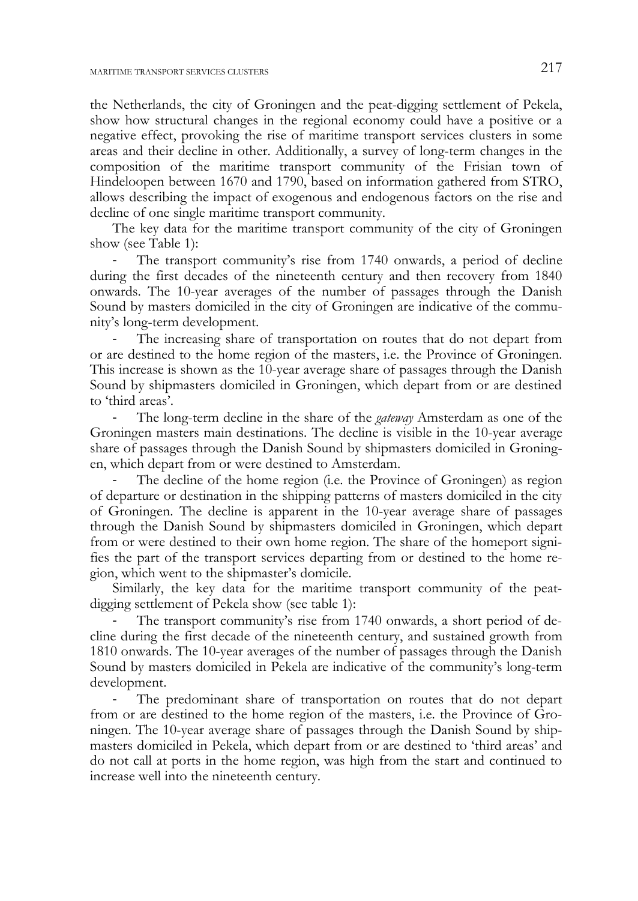the Netherlands, the city of Groningen and the peat-digging settlement of Pekela, show how structural changes in the regional economy could have a positive or a negative effect, provoking the rise of maritime transport services clusters in some areas and their decline in other. Additionally, a survey of long-term changes in the composition of the maritime transport community of the Frisian town of Hindeloopen between 1670 and 1790, based on information gathered from STRO, allows describing the impact of exogenous and endogenous factors on the rise and decline of one single maritime transport community.

The key data for the maritime transport community of the city of Groningen show (see Table 1):

- The transport community's rise from 1740 onwards, a period of decline during the first decades of the nineteenth century and then recovery from 1840 onwards. The 10-year averages of the number of passages through the Danish Sound by masters domiciled in the city of Groningen are indicative of the community's long-term development.
- The increasing share of transportation on routes that do not depart from or are destined to the home region of the masters, i.e. the Province of Groningen. This increase is shown as the 10-year average share of passages through the Danish Sound by shipmasters domiciled in Groningen, which depart from or are destined to 'third areas'.
- The long-term decline in the share of the *gateway* Amsterdam as one of the Groningen masters main destinations. The decline is visible in the 10-year average share of passages through the Danish Sound by shipmasters domiciled in Groningen, which depart from or were destined to Amsterdam.
- The decline of the home region (i.e. the Province of Groningen) as region of departure or destination in the shipping patterns of masters domiciled in the city of Groningen. The decline is apparent in the 10-year average share of passages through the Danish Sound by shipmasters domiciled in Groningen, which depart from or were destined to their own home region. The share of the homeport signifies the part of the transport services departing from or destined to the home region, which went to the shipmaster's domicile.

Similarly, the key data for the maritime transport community of the peat-digging settlement of Pekela show (see table 1):

- The transport community's rise from 1740 onwards, a short period of decline during the first decade of the nineteenth century, and sustained growth from 1810 onwards. The 10-year averages of the number of passages through the Danish Sound by masters domiciled in Pekela are indicative of the community's long-term development.
- The predominant share of transportation on routes that do not depart from or are destined to the home region of the masters, i.e. the Province of Groningen. The 10-year average share of passages through the Danish Sound by shipmasters domiciled in Pekela, which depart from or are destined to 'third areas' and do not call at ports in the home region, was high from the start and continued to increase well into the nineteenth century.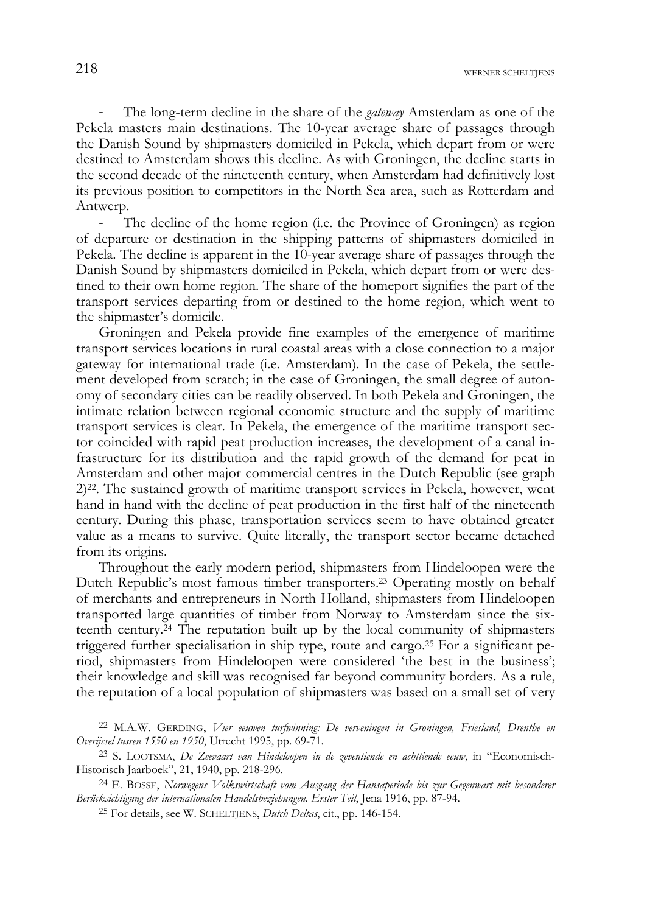- The long-term decline in the share of the *gateway* Amsterdam as one of the Pekela masters main destinations. The 10-year average share of passages through the Danish Sound by shipmasters domiciled in Pekela, which depart from or were destined to Amsterdam shows this decline. As with Groningen, the decline starts in the second decade of the nineteenth century, when Amsterdam had definitively lost its previous position to competitors in the North Sea area, such as Rotterdam and Antwerp.
- The decline of the home region (i.e. the Province of Groningen) as region of departure or destination in the shipping patterns of shipmasters domiciled in Pekela. The decline is apparent in the 10-year average share of passages through the Danish Sound by shipmasters domiciled in Pekela, which depart from or were destined to their own home region. The share of the homeport signifies the part of the transport services departing from or destined to the home region, which went to the shipmaster's domicile.

Groningen and Pekela provide fine examples of the emergence of maritime transport services locations in rural coastal areas with a close connection to a major gateway for international trade (i.e. Amsterdam). In the case of Pekela, the settlement developed from scratch; in the case of Groningen, the small degree of autonomy of secondary cities can be readily observed. In both Pekela and Groningen, the intimate relation between regional economic structure and the supply of maritime transport services is clear. In Pekela, the emergence of the maritime transport sector coincided with rapid peat production increases, the development of a canal infrastructure for its distribution and the rapid growth of the demand for peat in Amsterdam and other major commercial centres in the Dutch Republic (see graph 2)[22]. The sustained growth of maritime transport services in Pekela, however, went hand in hand with the decline of peat production in the first half of the nineteenth century. During this phase, transportation services seem to have obtained greater value as a means to survive. Quite literally, the transport sector became detached from its origins.

Throughout the early modern period, shipmasters from Hindeloopen were the Dutch Republic's most famous timber transporters.[23] Operating mostly on behalf of merchants and entrepreneurs in North Holland, shipmasters from Hindeloopen transported large quantities of timber from Norway to Amsterdam since the sixteenth century.[24] The reputation built up by the local community of shipmasters triggered further specialisation in ship type, route and cargo.[25] For a significant period, shipmasters from Hindeloopen were considered 'the best in the business'; their knowledge and skill was recognised far beyond community borders. As a rule, the reputation of a local population of shipmasters was based on a small set of very

---

[22] M.A.W. GERDING, *Vier eeuwen turfwinning: De verveningen in Groningen, Friesland, Drenthe en Overijssel tussen 1550 en 1950*, Utrecht 1995, pp. 69-71.

[23] S. LOOTSMA, *De Zeevaart van Hindeloopen in de zeventiende en achttiende eeuw*, in "Economisch-Historisch Jaarboek", 21, 1940, pp. 218-296.

[24] E. BOSSE, *Norwegens Volkswirtschaft vom Ausgang der Hansaperiode bis zur Gegenwart mit besonderer Berücksichtigung der internationalen Handelsbeziehungen. Erster Teil*, Jena 1916, pp. 87-94.

[25] For details, see W. SCHELTJENS, *Dutch Deltas*, cit., pp. 146-154.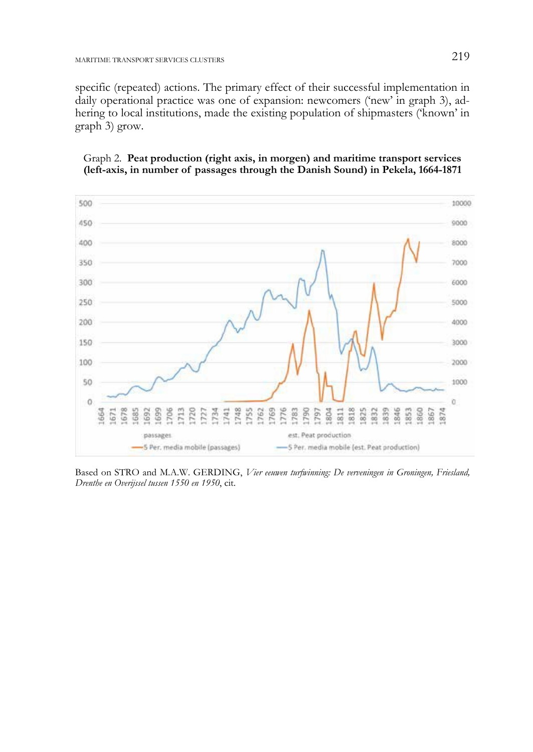specific (repeated) actions. The primary effect of their successful implementation in daily operational practice was one of expansion: newcomers ('new' in graph 3), adhering to local institutions, made the existing population of shipmasters ('known' in graph 3) grow.

Graph 2. **Peat production (right axis, in morgen) and maritime transport services (left-axis, in number of passages through the Danish Sound) in Pekela, 1664-1871**

Based on STRO and M.A.W. GERDING, *Vier eeuwen turfwinning: De verveningen in Groningen, Friesland, Drenthe en Overijssel tussen 1550 en 1950*, cit.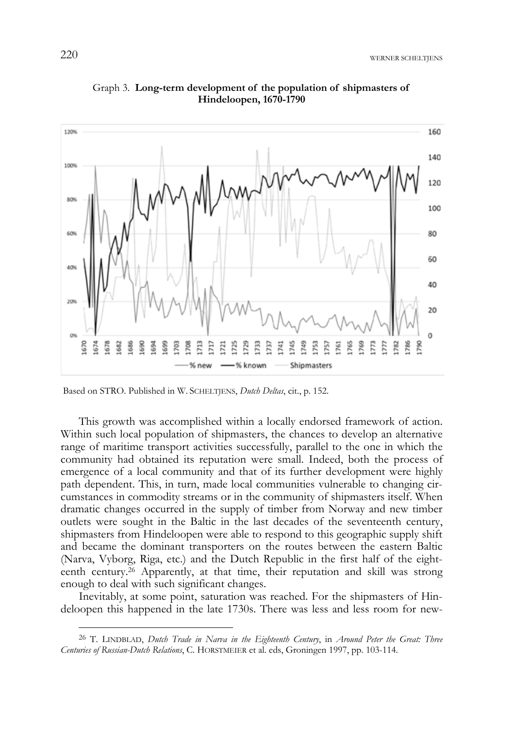Graph 3. **Long-term development of the population of shipmasters of Hindeloopen, 1670-1790**

Based on STRO. Published in W. SCHELTJENS, *Dutch Deltas*, cit., p. 152.

This growth was accomplished within a locally endorsed framework of action. Within such local population of shipmasters, the chances to develop an alternative range of maritime transport activities successfully, parallel to the one in which the community had obtained its reputation were small. Indeed, both the process of emergence of a local community and that of its further development were highly path dependent. This, in turn, made local communities vulnerable to changing circumstances in commodity streams or in the community of shipmasters itself. When dramatic changes occurred in the supply of timber from Norway and new timber outlets were sought in the Baltic in the last decades of the seventeenth century, shipmasters from Hindeloopen were able to respond to this geographic supply shift and became the dominant transporters on the routes between the eastern Baltic (Narva, Vyborg, Riga, etc.) and the Dutch Republic in the first half of the eighteenth century.[26] Apparently, at that time, their reputation and skill was strong enough to deal with such significant changes.

Inevitably, at some point, saturation was reached. For the shipmasters of Hindeloopen this happened in the late 1730s. There was less and less room for new-

[26] T. LINDBLAD, *Dutch Trade in Narva in the Eighteenth Century*, in *Around Peter the Great: Three Centuries of Russian-Dutch Relations*, C. HORSTMEIER et al. eds, Groningen 1997, pp. 103-114.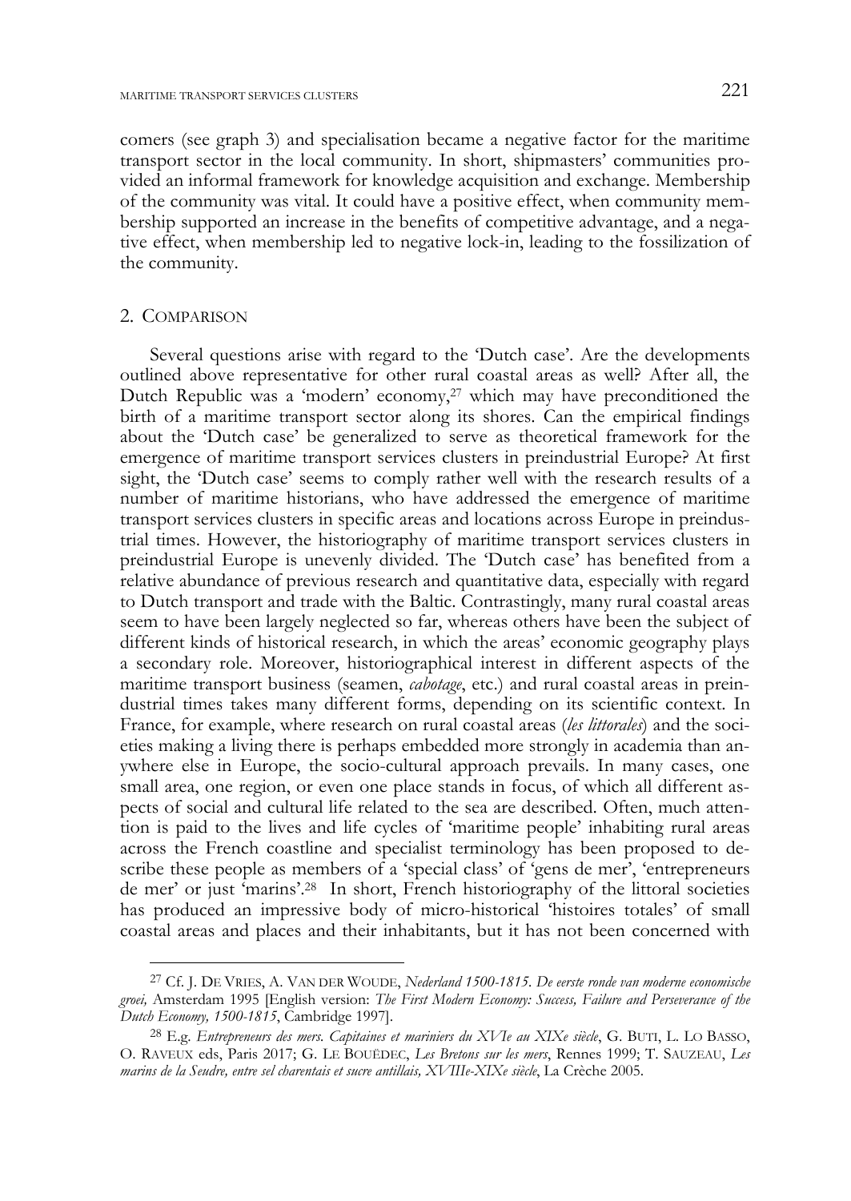comers (see graph 3) and specialisation became a negative factor for the maritime transport sector in the local community. In short, shipmasters' communities provided an informal framework for knowledge acquisition and exchange. Membership of the community was vital. It could have a positive effect, when community membership supported an increase in the benefits of competitive advantage, and a negative effect, when membership led to negative lock-in, leading to the fossilization of the community.

## 2. COMPARISON

Several questions arise with regard to the 'Dutch case'. Are the developments outlined above representative for other rural coastal areas as well? After all, the Dutch Republic was a 'modern' economy,[27] which may have preconditioned the birth of a maritime transport sector along its shores. Can the empirical findings about the 'Dutch case' be generalized to serve as theoretical framework for the emergence of maritime transport services clusters in preindustrial Europe? At first sight, the 'Dutch case' seems to comply rather well with the research results of a number of maritime historians, who have addressed the emergence of maritime transport services clusters in specific areas and locations across Europe in preindustrial times. However, the historiography of maritime transport services clusters in preindustrial Europe is unevenly divided. The 'Dutch case' has benefited from a relative abundance of previous research and quantitative data, especially with regard to Dutch transport and trade with the Baltic. Contrastingly, many rural coastal areas seem to have been largely neglected so far, whereas others have been the subject of different kinds of historical research, in which the areas' economic geography plays a secondary role. Moreover, historiographical interest in different aspects of the maritime transport business (seamen, *cabotage*, etc.) and rural coastal areas in preindustrial times takes many different forms, depending on its scientific context. In France, for example, where research on rural coastal areas (*les littorales*) and the societies making a living there is perhaps embedded more strongly in academia than anywhere else in Europe, the socio-cultural approach prevails. In many cases, one small area, one region, or even one place stands in focus, of which all different aspects of social and cultural life related to the sea are described. Often, much attention is paid to the lives and life cycles of 'maritime people' inhabiting rural areas across the French coastline and specialist terminology has been proposed to describe these people as members of a 'special class' of 'gens de mer', 'entrepreneurs de mer' or just 'marins'.[28] In short, French historiography of the littoral societies has produced an impressive body of micro-historical 'histoires totales' of small coastal areas and places and their inhabitants, but it has not been concerned with

---

[27] Cf. J. DE VRIES, A. VAN DER WOUDE, *Nederland 1500-1815. De eerste ronde van moderne economische groei,* Amsterdam 1995 [English version: *The First Modern Economy: Success, Failure and Perseverance of the Dutch Economy, 1500-1815*, Cambridge 1997].

[28] E.g. *Entrepreneurs des mers. Capitaines et mariniers du XVIe au XIXe siècle*, G. BUTI, L. LO BASSO, O. RAVEUX eds, Paris 2017; G. LE BOUËDEC, *Les Bretons sur les mers*, Rennes 1999; T. SAUZEAU, *Les marins de la Seudre, entre sel charentais et sucre antillais, XVIIIe-XIXe siècle*, La Crèche 2005.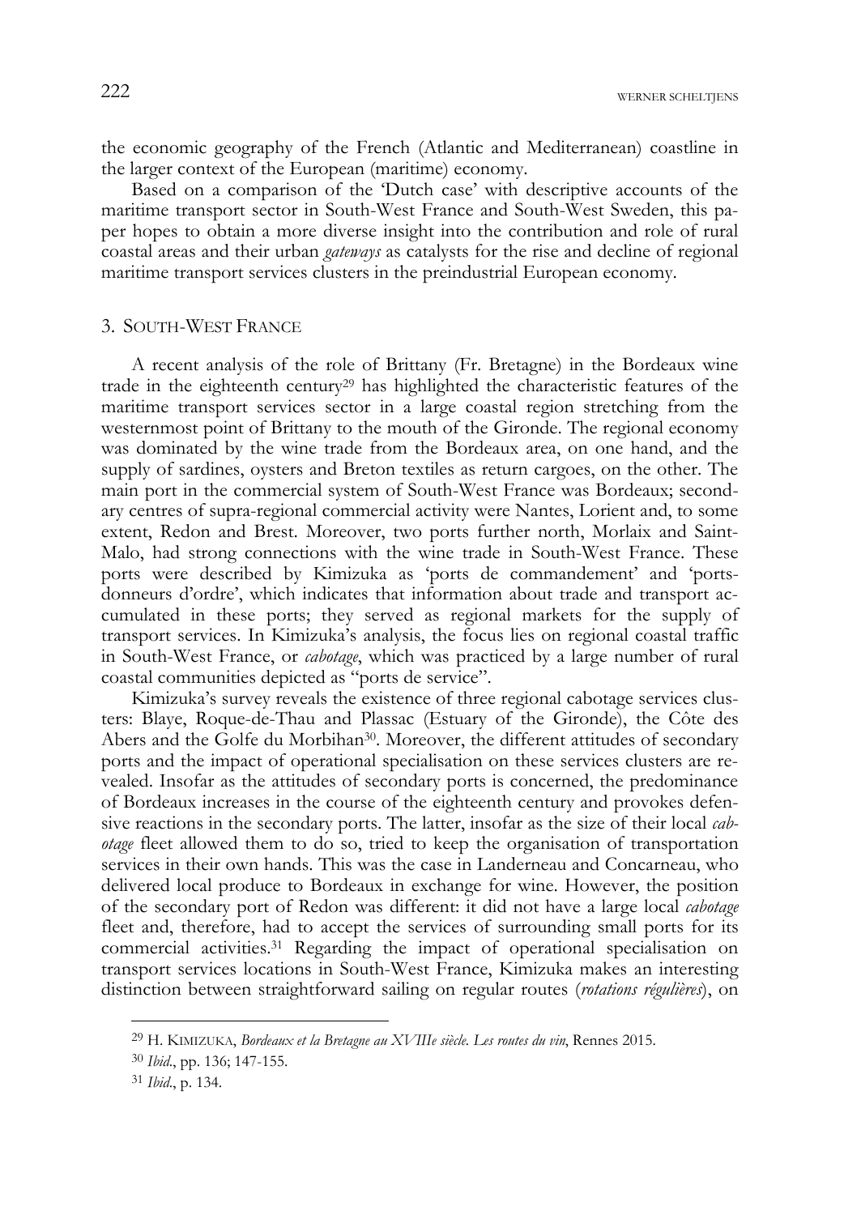the economic geography of the French (Atlantic and Mediterranean) coastline in the larger context of the European (maritime) economy.

Based on a comparison of the 'Dutch case' with descriptive accounts of the maritime transport sector in South-West France and South-West Sweden, this paper hopes to obtain a more diverse insight into the contribution and role of rural coastal areas and their urban *gateways* as catalysts for the rise and decline of regional maritime transport services clusters in the preindustrial European economy.

## 3. South-West France

A recent analysis of the role of Brittany (Fr. Bretagne) in the Bordeaux wine trade in the eighteenth century[29] has highlighted the characteristic features of the maritime transport services sector in a large coastal region stretching from the westernmost point of Brittany to the mouth of the Gironde. The regional economy was dominated by the wine trade from the Bordeaux area, on one hand, and the supply of sardines, oysters and Breton textiles as return cargoes, on the other. The main port in the commercial system of South-West France was Bordeaux; secondary centres of supra-regional commercial activity were Nantes, Lorient and, to some extent, Redon and Brest. Moreover, two ports further north, Morlaix and Saint-Malo, had strong connections with the wine trade in South-West France. These ports were described by Kimizuka as 'ports de commandement' and 'ports-donneurs d'ordre', which indicates that information about trade and transport accumulated in these ports; they served as regional markets for the supply of transport services. In Kimizuka's analysis, the focus lies on regional coastal traffic in South-West France, or *cabotage*, which was practiced by a large number of rural coastal communities depicted as "ports de service".

Kimizuka's survey reveals the existence of three regional cabotage services clusters: Blaye, Roque-de-Thau and Plassac (Estuary of the Gironde), the Côte des Abers and the Golfe du Morbihan[30]. Moreover, the different attitudes of secondary ports and the impact of operational specialisation on these services clusters are revealed. Insofar as the attitudes of secondary ports is concerned, the predominance of Bordeaux increases in the course of the eighteenth century and provokes defensive reactions in the secondary ports. The latter, insofar as the size of their local *cabotage* fleet allowed them to do so, tried to keep the organisation of transportation services in their own hands. This was the case in Landerneau and Concarneau, who delivered local produce to Bordeaux in exchange for wine. However, the position of the secondary port of Redon was different: it did not have a large local *cabotage* fleet and, therefore, had to accept the services of surrounding small ports for its commercial activities.[31] Regarding the impact of operational specialisation on transport services locations in South-West France, Kimizuka makes an interesting distinction between straightforward sailing on regular routes (*rotations régulières*), on

---

[29] H. Kimizuka, *Bordeaux et la Bretagne au XVIIIe siècle. Les routes du vin*, Rennes 2015.

[30] *Ibid*., pp. 136; 147-155.

[31] *Ibid*., p. 134.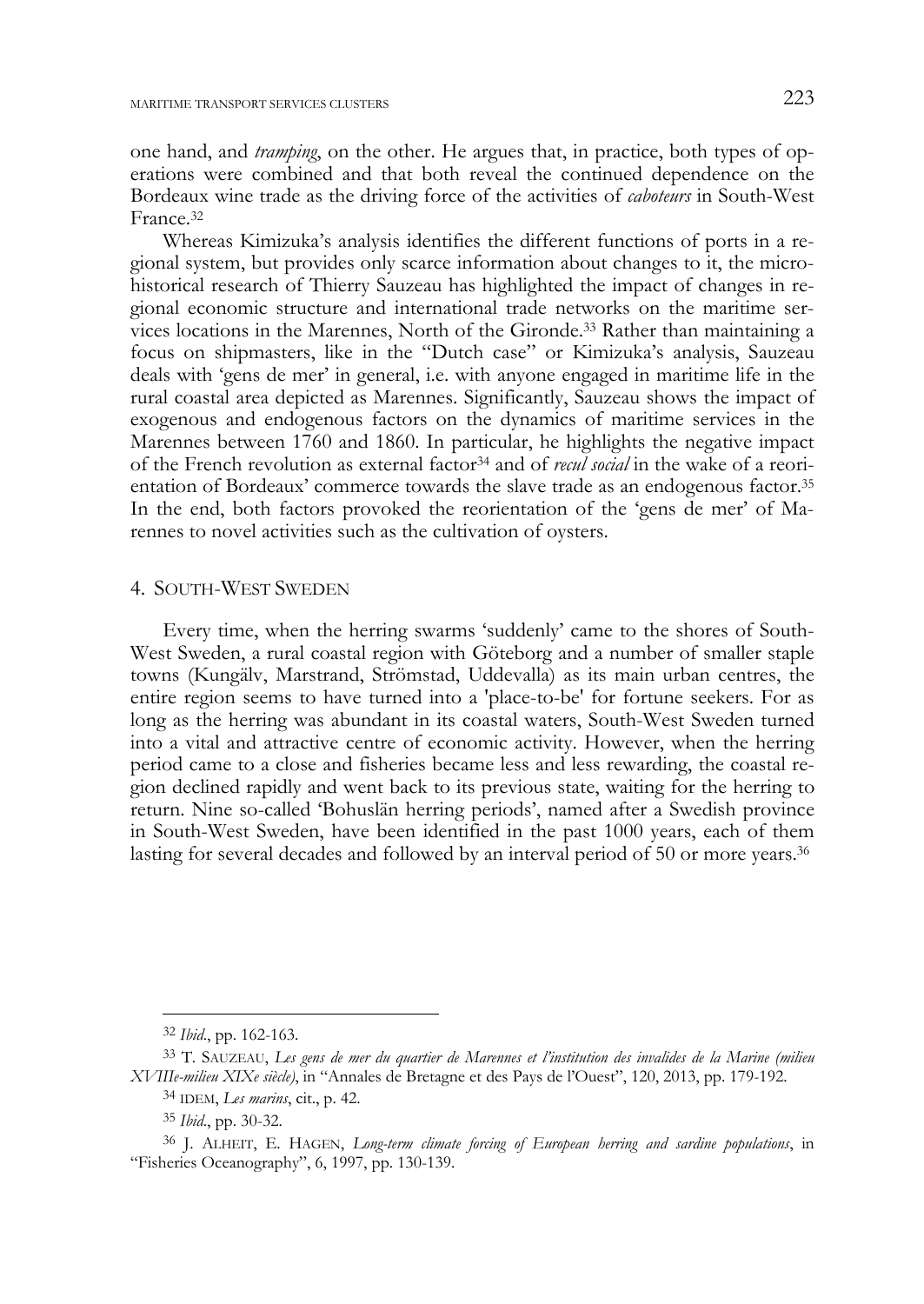one hand, and *tramping*, on the other. He argues that, in practice, both types of operations were combined and that both reveal the continued dependence on the Bordeaux wine trade as the driving force of the activities of *caboteurs* in South-West France.[32]

Whereas Kimizuka's analysis identifies the different functions of ports in a regional system, but provides only scarce information about changes to it, the micro-historical research of Thierry Sauzeau has highlighted the impact of changes in regional economic structure and international trade networks on the maritime services locations in the Marennes, North of the Gironde.[33] Rather than maintaining a focus on shipmasters, like in the "Dutch case" or Kimizuka's analysis, Sauzeau deals with 'gens de mer' in general, i.e. with anyone engaged in maritime life in the rural coastal area depicted as Marennes. Significantly, Sauzeau shows the impact of exogenous and endogenous factors on the dynamics of maritime services in the Marennes between 1760 and 1860. In particular, he highlights the negative impact of the French revolution as external factor[34] and of *recul social* in the wake of a reorientation of Bordeaux' commerce towards the slave trade as an endogenous factor.[35] In the end, both factors provoked the reorientation of the 'gens de mer' of Marennes to novel activities such as the cultivation of oysters.

## 4. South-West Sweden

Every time, when the herring swarms 'suddenly' came to the shores of South-West Sweden, a rural coastal region with Göteborg and a number of smaller staple towns (Kungälv, Marstrand, Strömstad, Uddevalla) as its main urban centres, the entire region seems to have turned into a 'place-to-be' for fortune seekers. For as long as the herring was abundant in its coastal waters, South-West Sweden turned into a vital and attractive centre of economic activity. However, when the herring period came to a close and fisheries became less and less rewarding, the coastal region declined rapidly and went back to its previous state, waiting for the herring to return. Nine so-called 'Bohuslän herring periods', named after a Swedish province in South-West Sweden, have been identified in the past 1000 years, each of them lasting for several decades and followed by an interval period of 50 or more years.[36]

---

[32] *Ibid.*, pp. 162-163.

[33] T. Sauzeau, *Les gens de mer du quartier de Marennes et l'institution des invalides de la Marine (milieu XVIIIe-milieu XIXe siècle)*, in "Annales de Bretagne et des Pays de l'Ouest", 120, 2013, pp. 179-192.

[34] Idem, *Les marins*, cit., p. 42.

[35] *Ibid.*, pp. 30-32.

[36] J. Alheit, E. Hagen, *Long-term climate forcing of European herring and sardine populations*, in "Fisheries Oceanography", 6, 1997, pp. 130-139.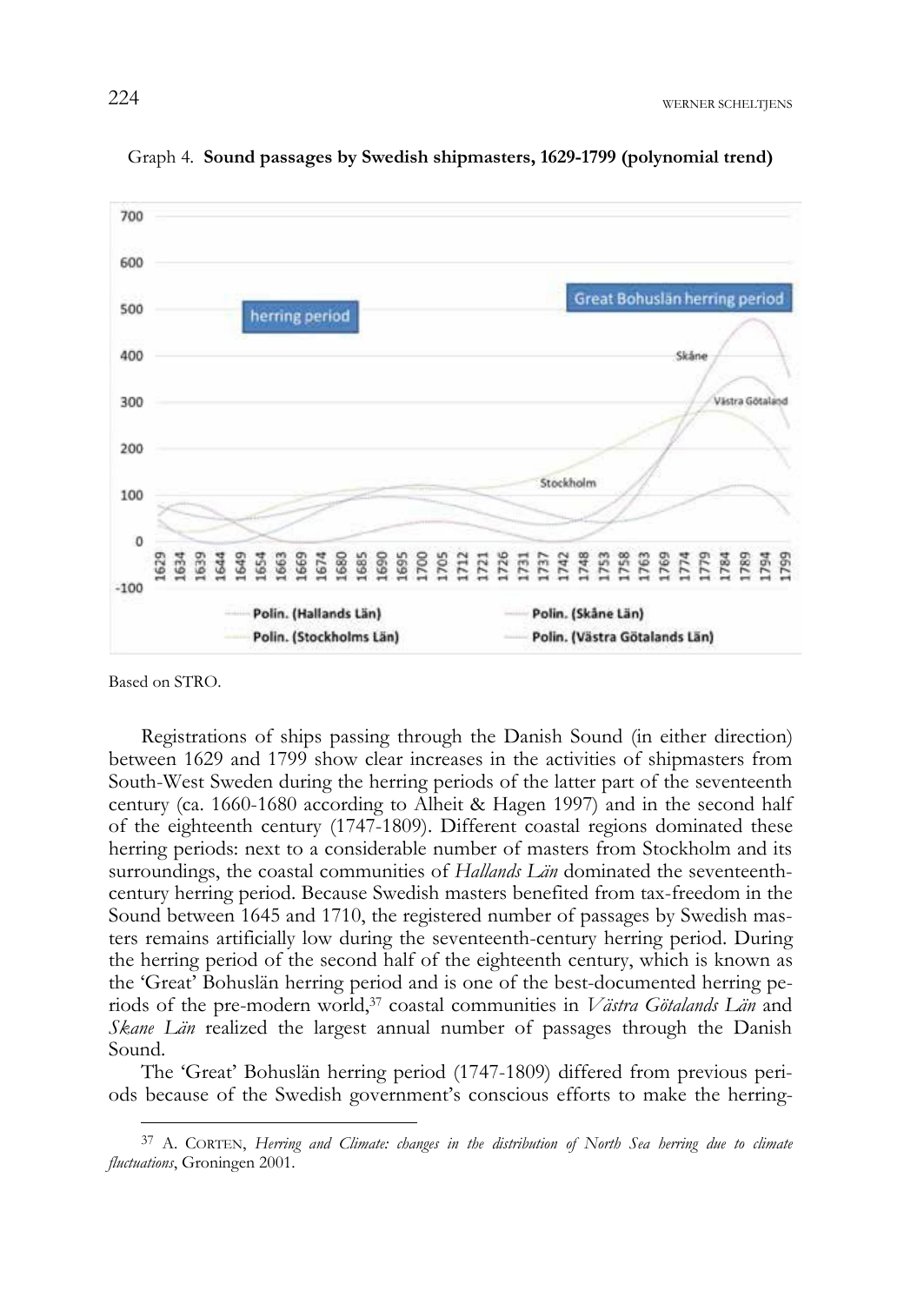Graph 4. **Sound passages by Swedish shipmasters, 1629-1799 (polynomial trend)**

Based on STRO.

Registrations of ships passing through the Danish Sound (in either direction) between 1629 and 1799 show clear increases in the activities of shipmasters from South-West Sweden during the herring periods of the latter part of the seventeenth century (ca. 1660-1680 according to Alheit & Hagen 1997) and in the second half of the eighteenth century (1747-1809). Different coastal regions dominated these herring periods: next to a considerable number of masters from Stockholm and its surroundings, the coastal communities of *Hallands Län* dominated the seventeenth-century herring period. Because Swedish masters benefited from tax-freedom in the Sound between 1645 and 1710, the registered number of passages by Swedish masters remains artificially low during the seventeenth-century herring period. During the herring period of the second half of the eighteenth century, which is known as the 'Great' Bohuslän herring period and is one of the best-documented herring periods of the pre-modern world,[37] coastal communities in *Västra Götalands Län* and *Skane Län* realized the largest annual number of passages through the Danish Sound.

The 'Great' Bohuslän herring period (1747-1809) differed from previous periods because of the Swedish government's conscious efforts to make the herring-

[37] A. CORTEN, *Herring and Climate: changes in the distribution of North Sea herring due to climate fluctuations*, Groningen 2001.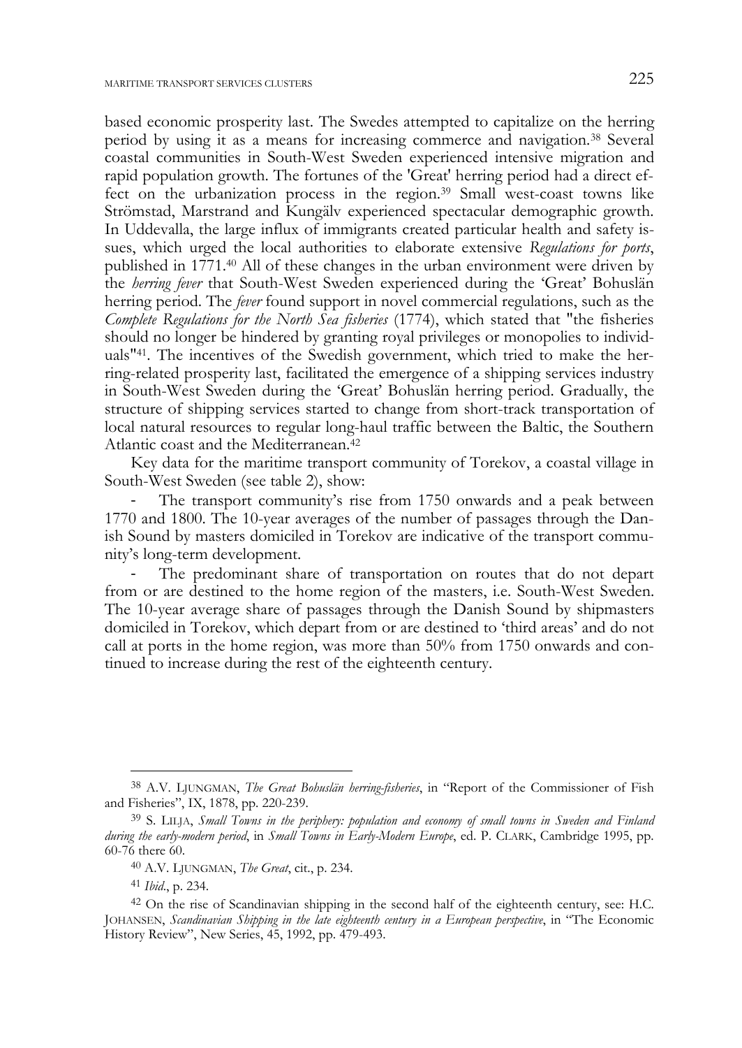based economic prosperity last. The Swedes attempted to capitalize on the herring period by using it as a means for increasing commerce and navigation.[38] Several coastal communities in South-West Sweden experienced intensive migration and rapid population growth. The fortunes of the 'Great' herring period had a direct effect on the urbanization process in the region.[39] Small west-coast towns like Strömstad, Marstrand and Kungälv experienced spectacular demographic growth. In Uddevalla, the large influx of immigrants created particular health and safety issues, which urged the local authorities to elaborate extensive *Regulations for ports*, published in 1771.[40] All of these changes in the urban environment were driven by the *herring fever* that South-West Sweden experienced during the 'Great' Bohuslän herring period. The *fever* found support in novel commercial regulations, such as the *Complete Regulations for the North Sea fisheries* (1774), which stated that "the fisheries should no longer be hindered by granting royal privileges or monopolies to individuals"[41]. The incentives of the Swedish government, which tried to make the herring-related prosperity last, facilitated the emergence of a shipping services industry in South-West Sweden during the 'Great' Bohuslän herring period. Gradually, the structure of shipping services started to change from short-track transportation of local natural resources to regular long-haul traffic between the Baltic, the Southern Atlantic coast and the Mediterranean.[42]

Key data for the maritime transport community of Torekov, a coastal village in South-West Sweden (see table 2), show:

- The transport community's rise from 1750 onwards and a peak between 1770 and 1800. The 10-year averages of the number of passages through the Danish Sound by masters domiciled in Torekov are indicative of the transport community's long-term development.
- The predominant share of transportation on routes that do not depart from or are destined to the home region of the masters, i.e. South-West Sweden. The 10-year average share of passages through the Danish Sound by shipmasters domiciled in Torekov, which depart from or are destined to 'third areas' and do not call at ports in the home region, was more than 50% from 1750 onwards and continued to increase during the rest of the eighteenth century.

---

[38] A.V. LJUNGMAN, *The Great Bohuslän herring-fisheries*, in "Report of the Commissioner of Fish and Fisheries", IX, 1878, pp. 220-239.

[39] S. LILJA, *Small Towns in the periphery: population and economy of small towns in Sweden and Finland during the early-modern period*, in *Small Towns in Early-Modern Europe*, ed. P. CLARK, Cambridge 1995, pp. 60-76 there 60.

[40] A.V. LJUNGMAN, *The Great*, cit., p. 234.

[41] *Ibid*., p. 234.

[42] On the rise of Scandinavian shipping in the second half of the eighteenth century, see: H.C. JOHANSEN, *Scandinavian Shipping in the late eighteenth century in a European perspective*, in "The Economic History Review", New Series, 45, 1992, pp. 479-493.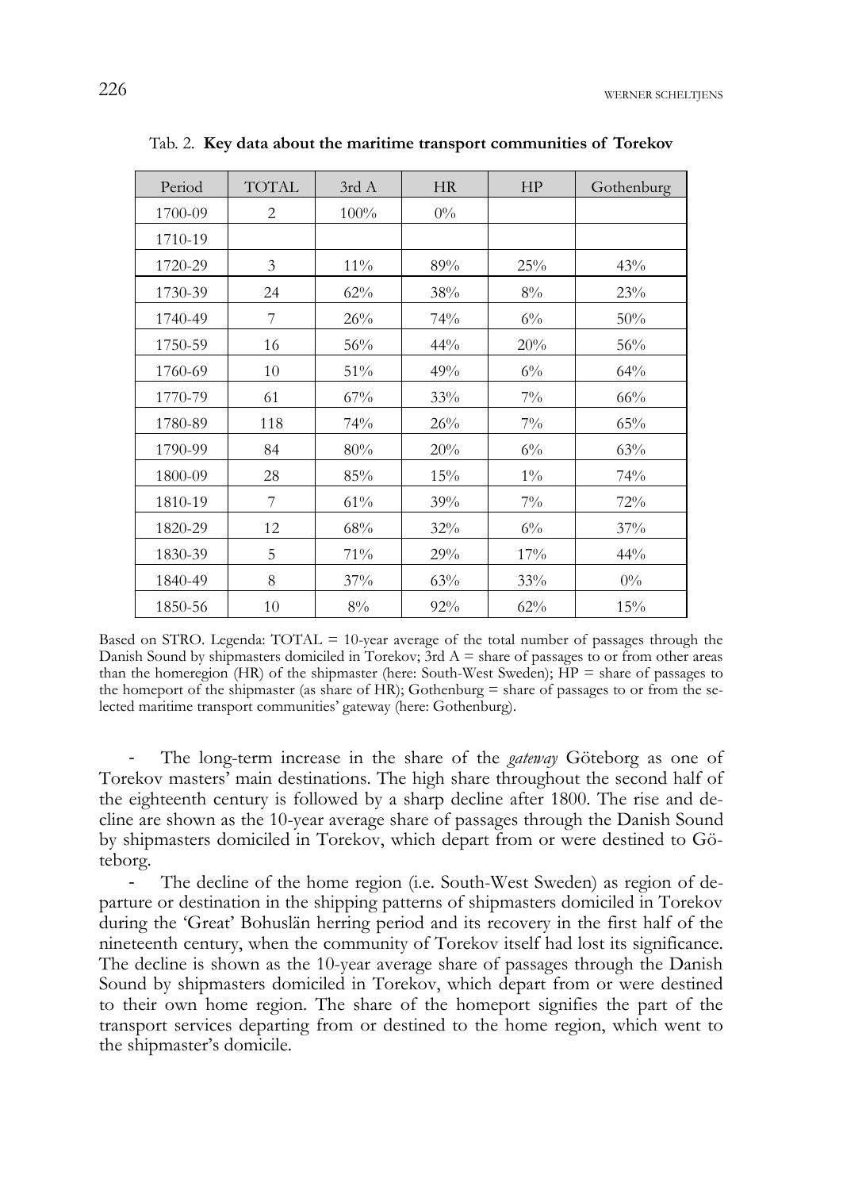Tab. 2. **Key data about the maritime transport communities of Torekov**

| Period | TOTAL | 3rd A | HR | HP | Gothenburg |
|---|---|---|---|---|---|
| 1700-09 | 2 | 100% | 0% | | |
| 1710-19 | | | | | |
| 1720-29 | 3 | 11% | 89% | 25% | 43% |
| 1730-39 | 24 | 62% | 38% | 8% | 23% |
| 1740-49 | 7 | 26% | 74% | 6% | 50% |
| 1750-59 | 16 | 56% | 44% | 20% | 56% |
| 1760-69 | 10 | 51% | 49% | 6% | 64% |
| 1770-79 | 61 | 67% | 33% | 7% | 66% |
| 1780-89 | 118 | 74% | 26% | 7% | 65% |
| 1790-99 | 84 | 80% | 20% | 6% | 63% |
| 1800-09 | 28 | 85% | 15% | 1% | 74% |
| 1810-19 | 7 | 61% | 39% | 7% | 72% |
| 1820-29 | 12 | 68% | 32% | 6% | 37% |
| 1830-39 | 5 | 71% | 29% | 17% | 44% |
| 1840-49 | 8 | 37% | 63% | 33% | 0% |
| 1850-56 | 10 | 8% | 92% | 62% | 15% |

Based on STRO. Legenda: TOTAL = 10-year average of the total number of passages through the Danish Sound by shipmasters domiciled in Torekov; 3rd A = share of passages to or from other areas than the homeregion (HR) of the shipmaster (here: South-West Sweden); HP = share of passages to the homeport of the shipmaster (as share of HR); Gothenburg = share of passages to or from the selected maritime transport communities' gateway (here: Gothenburg).

- The long-term increase in the share of the *gateway* Göteborg as one of Torekov masters' main destinations. The high share throughout the second half of the eighteenth century is followed by a sharp decline after 1800. The rise and decline are shown as the 10-year average share of passages through the Danish Sound by shipmasters domiciled in Torekov, which depart from or were destined to Göteborg.
- The decline of the home region (i.e. South-West Sweden) as region of departure or destination in the shipping patterns of shipmasters domiciled in Torekov during the 'Great' Bohuslän herring period and its recovery in the first half of the nineteenth century, when the community of Torekov itself had lost its significance. The decline is shown as the 10-year average share of passages through the Danish Sound by shipmasters domiciled in Torekov, which depart from or were destined to their own home region. The share of the homeport signifies the part of the transport services departing from or destined to the home region, which went to the shipmaster's domicile.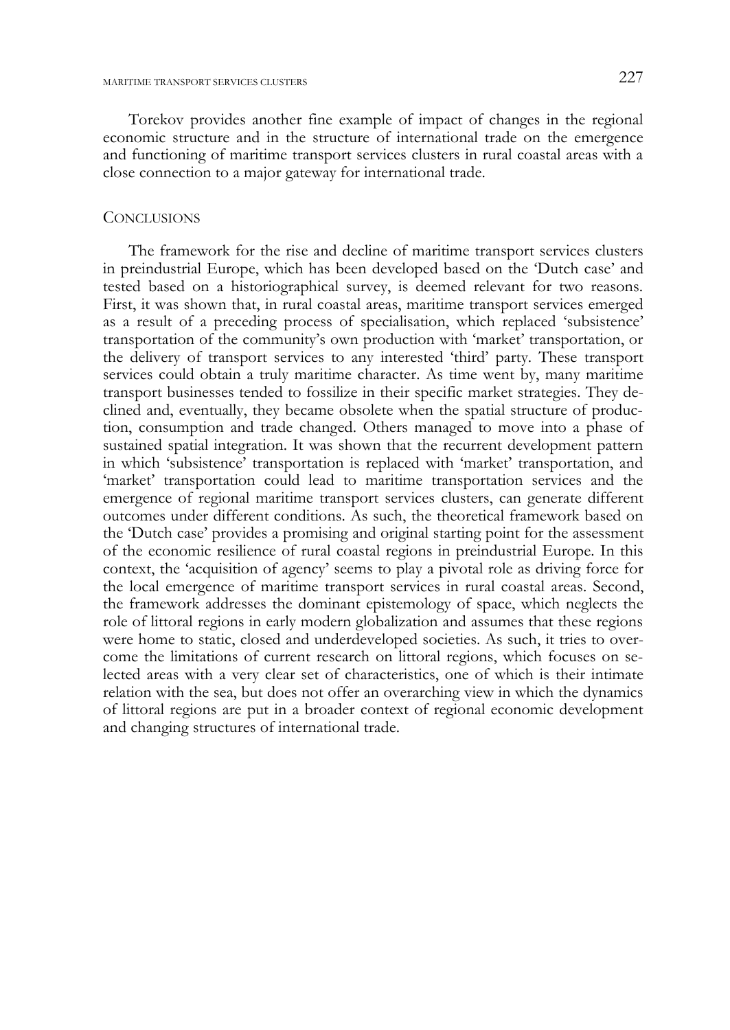Torekov provides another fine example of impact of changes in the regional economic structure and in the structure of international trade on the emergence and functioning of maritime transport services clusters in rural coastal areas with a close connection to a major gateway for international trade.

## CONCLUSIONS

The framework for the rise and decline of maritime transport services clusters in preindustrial Europe, which has been developed based on the 'Dutch case' and tested based on a historiographical survey, is deemed relevant for two reasons. First, it was shown that, in rural coastal areas, maritime transport services emerged as a result of a preceding process of specialisation, which replaced 'subsistence' transportation of the community's own production with 'market' transportation, or the delivery of transport services to any interested 'third' party. These transport services could obtain a truly maritime character. As time went by, many maritime transport businesses tended to fossilize in their specific market strategies. They declined and, eventually, they became obsolete when the spatial structure of production, consumption and trade changed. Others managed to move into a phase of sustained spatial integration. It was shown that the recurrent development pattern in which 'subsistence' transportation is replaced with 'market' transportation, and 'market' transportation could lead to maritime transportation services and the emergence of regional maritime transport services clusters, can generate different outcomes under different conditions. As such, the theoretical framework based on the 'Dutch case' provides a promising and original starting point for the assessment of the economic resilience of rural coastal regions in preindustrial Europe. In this context, the 'acquisition of agency' seems to play a pivotal role as driving force for the local emergence of maritime transport services in rural coastal areas. Second, the framework addresses the dominant epistemology of space, which neglects the role of littoral regions in early modern globalization and assumes that these regions were home to static, closed and underdeveloped societies. As such, it tries to overcome the limitations of current research on littoral regions, which focuses on selected areas with a very clear set of characteristics, one of which is their intimate relation with the sea, but does not offer an overarching view in which the dynamics of littoral regions are put in a broader context of regional economic development and changing structures of international trade.